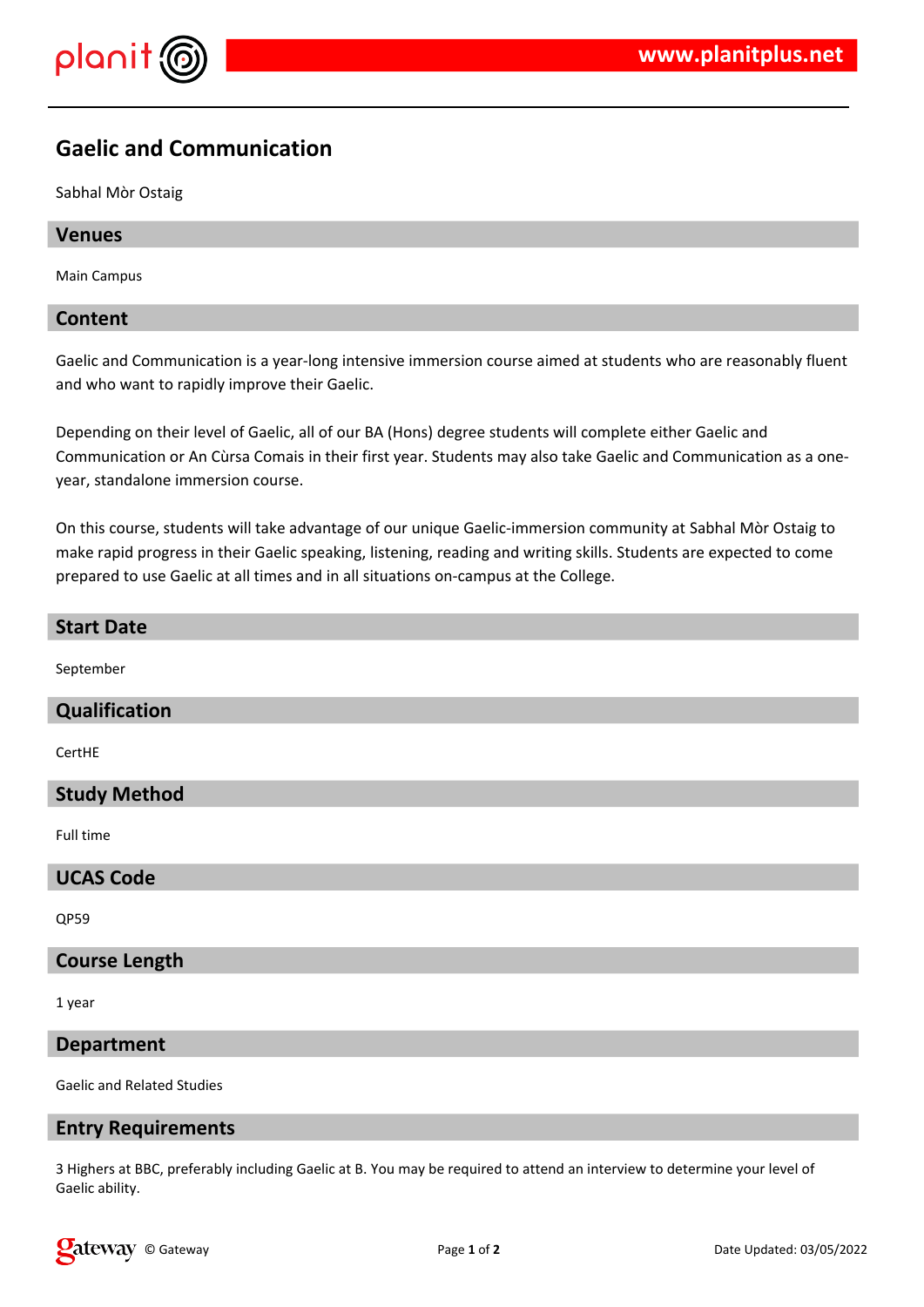# Gaelic and Communication

Sabhal Mòr Ostaig

## Venues

Main Campus

## Content

Gaelic and Communication is a year-long intensive immersion course aimed at students who are reasonably fluent and who want to rapidly improve their Gaelic.

Depending on their level of Gaelic, all of our BA (Hons) degree students will complete either Gaelic and Communication or An Cùrsa Comais in their first year. Students may also take Gaelic and Communication as a one-year, standalone immersion course.

On this course, students will take advantage of our unique Gaelic-immersion community at Sabhal Mòr Ostaig to make rapid progress in their Gaelic speaking, listening, reading and writing skills. Students are expected to come prepared to use Gaelic at all times and in all situations on-campus at the College.

## Start Date

September

## Qualification

CertHE

## Study Method

Full time

## UCAS Code

QP59

## Course Length

1 year

## Department

Gaelic and Related Studies

## Entry Requirements

3 Highers at BBC, preferably including Gaelic at B. You may be required to attend an interview to determine your level of Gaelic ability.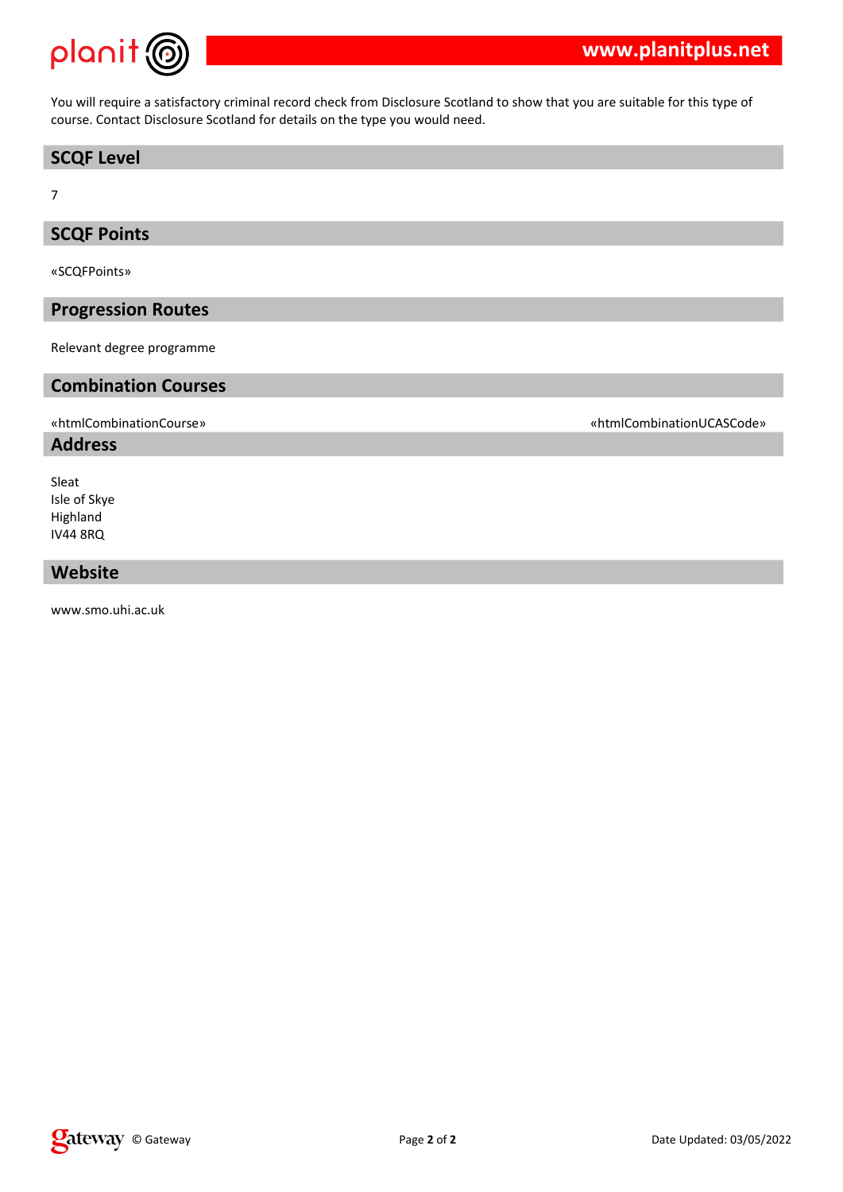You will require a satisfactory criminal record check from Disclosure Scotland to show that you are suitable for this type of course. Contact Disclosure Scotland for details on the type you would need.

## SCQF Level

7

## SCQF Points

«SCQFPoints»

## Progression Routes

Relevant degree programme

## Combination Courses

«htmlCombinationCourse» «htmlCombinationUCASCode»

## Address

Sleat
Isle of Skye
Highland
IV44 8RQ

## Website

www.smo.uhi.ac.uk